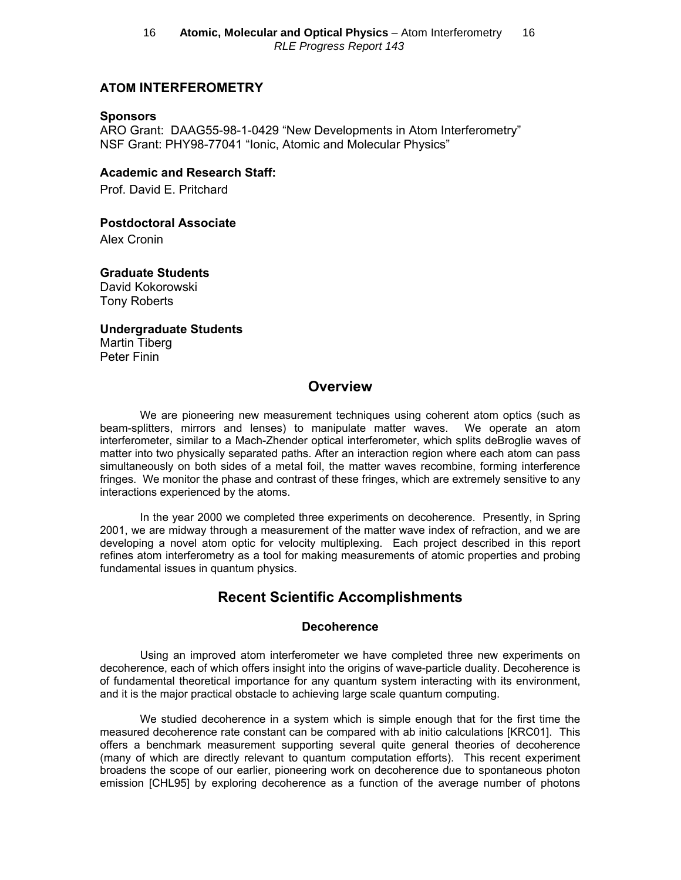# ATOM INTERFEROMETRY

**Sponsors**

ARO Grant: DAAG55-98-1-0429 "New Developments in Atom Interferometry"
NSF Grant: PHY98-77041 "Ionic, Atomic and Molecular Physics"

**Academic and Research Staff:**

Prof. David E. Pritchard

**Postdoctoral Associate**

Alex Cronin

**Graduate Students**

David Kokorowski
Tony Roberts

**Undergraduate Students**

Martin Tiberg
Peter Finin

## Overview

We are pioneering new measurement techniques using coherent atom optics (such as beam-splitters, mirrors and lenses) to manipulate matter waves. We operate an atom interferometer, similar to a Mach-Zhender optical interferometer, which splits deBroglie waves of matter into two physically separated paths. After an interaction region where each atom can pass simultaneously on both sides of a metal foil, the matter waves recombine, forming interference fringes. We monitor the phase and contrast of these fringes, which are extremely sensitive to any interactions experienced by the atoms.

In the year 2000 we completed three experiments on decoherence. Presently, in Spring 2001, we are midway through a measurement of the matter wave index of refraction, and we are developing a novel atom optic for velocity multiplexing. Each project described in this report refines atom interferometry as a tool for making measurements of atomic properties and probing fundamental issues in quantum physics.

## Recent Scientific Accomplishments

### Decoherence

Using an improved atom interferometer we have completed three new experiments on decoherence, each of which offers insight into the origins of wave-particle duality. Decoherence is of fundamental theoretical importance for any quantum system interacting with its environment, and it is the major practical obstacle to achieving large scale quantum computing.

We studied decoherence in a system which is simple enough that for the first time the measured decoherence rate constant can be compared with ab initio calculations [KRC01]. This offers a benchmark measurement supporting several quite general theories of decoherence (many of which are directly relevant to quantum computation efforts). This recent experiment broadens the scope of our earlier, pioneering work on decoherence due to spontaneous photon emission [CHL95] by exploring decoherence as a function of the average number of photons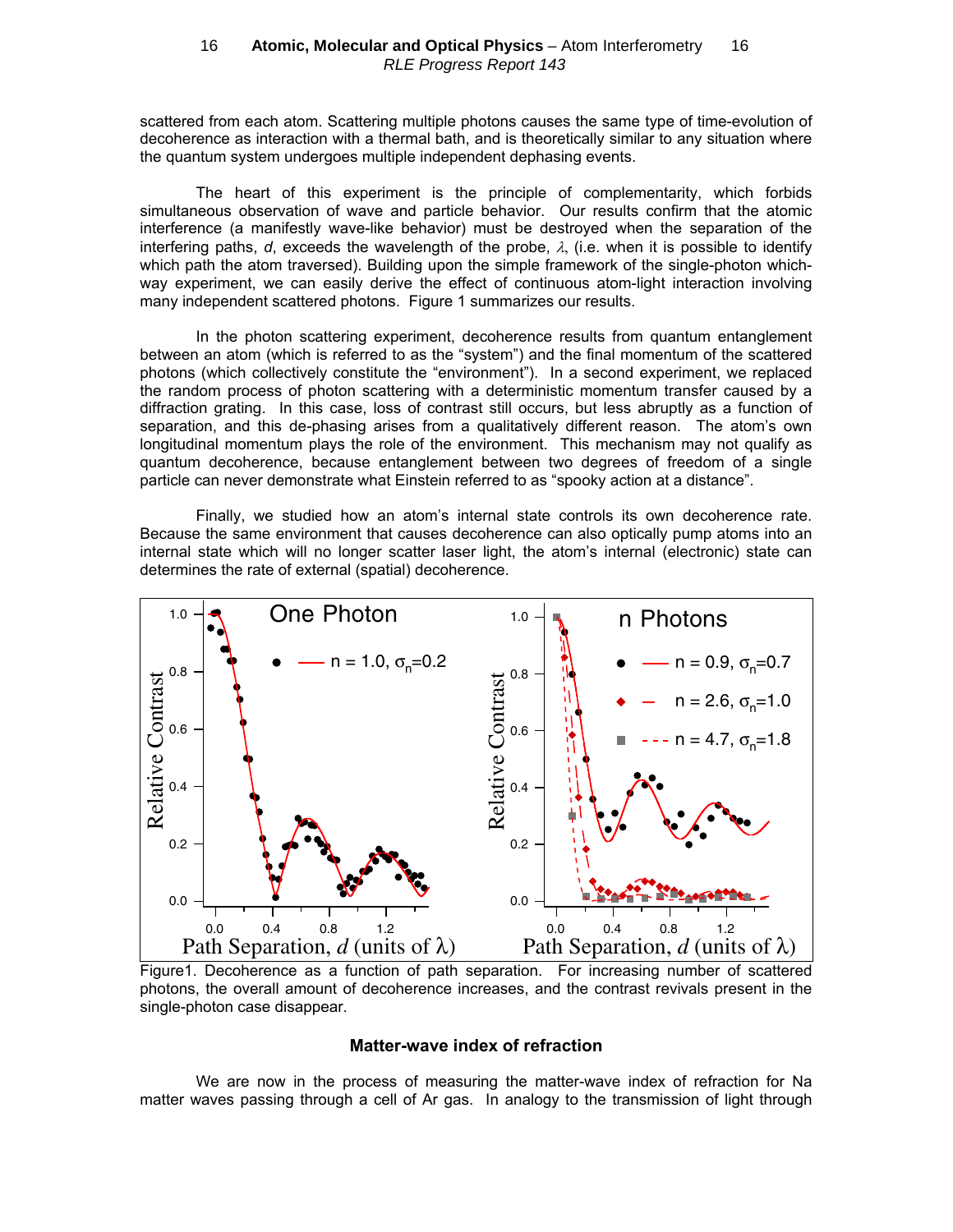scattered from each atom. Scattering multiple photons causes the same type of time-evolution of decoherence as interaction with a thermal bath, and is theoretically similar to any situation where the quantum system undergoes multiple independent dephasing events.

The heart of this experiment is the principle of complementarity, which forbids simultaneous observation of wave and particle behavior. Our results confirm that the atomic interference (a manifestly wave-like behavior) must be destroyed when the separation of the interfering paths, *d*, exceeds the wavelength of the probe, $\lambda$, (i.e. when it is possible to identify which path the atom traversed). Building upon the simple framework of the single-photon which-way experiment, we can easily derive the effect of continuous atom-light interaction involving many independent scattered photons. Figure 1 summarizes our results.

In the photon scattering experiment, decoherence results from quantum entanglement between an atom (which is referred to as the "system") and the final momentum of the scattered photons (which collectively constitute the "environment"). In a second experiment, we replaced the random process of photon scattering with a deterministic momentum transfer caused by a diffraction grating. In this case, loss of contrast still occurs, but less abruptly as a function of separation, and this de-phasing arises from a qualitatively different reason. The atom's own longitudinal momentum plays the role of the environment. This mechanism may not qualify as quantum decoherence, because entanglement between two degrees of freedom of a single particle can never demonstrate what Einstein referred to as "spooky action at a distance".

Finally, we studied how an atom's internal state controls its own decoherence rate. Because the same environment that causes decoherence can also optically pump atoms into an internal state which will no longer scatter laser light, the atom's internal (electronic) state can determines the rate of external (spatial) decoherence.

Figure1. Decoherence as a function of path separation. For increasing number of scattered photons, the overall amount of decoherence increases, and the contrast revivals present in the single-photon case disappear.

## Matter-wave index of refraction

We are now in the process of measuring the matter-wave index of refraction for Na matter waves passing through a cell of Ar gas. In analogy to the transmission of light through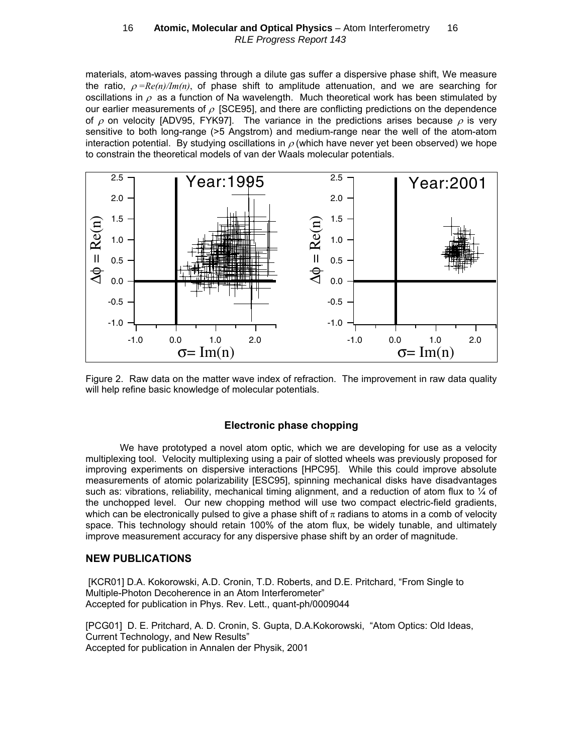materials, atom-waves passing through a dilute gas suffer a dispersive phase shift, We measure the ratio, $\rho = Re(n)/Im(n)$, of phase shift to amplitude attenuation, and we are searching for oscillations in $\rho$ as a function of Na wavelength. Much theoretical work has been stimulated by our earlier measurements of $\rho$ [SCE95], and there are conflicting predictions on the dependence of $\rho$ on velocity [ADV95, FYK97]. The variance in the predictions arises because $\rho$ is very sensitive to both long-range (>5 Angstrom) and medium-range near the well of the atom-atom interaction potential. By studying oscillations in $\rho$ (which have never yet been observed) we hope to constrain the theoretical models of van der Waals molecular potentials.

Figure 2. Raw data on the matter wave index of refraction. The improvement in raw data quality will help refine basic knowledge of molecular potentials.

### Electronic phase chopping

We have prototyped a novel atom optic, which we are developing for use as a velocity multiplexing tool. Velocity multiplexing using a pair of slotted wheels was previously proposed for improving experiments on dispersive interactions [HPC95]. While this could improve absolute measurements of atomic polarizability [ESC95], spinning mechanical disks have disadvantages such as: vibrations, reliability, mechanical timing alignment, and a reduction of atom flux to ¼ of the unchopped level. Our new chopping method will use two compact electric-field gradients, which can be electronically pulsed to give a phase shift of $\pi$ radians to atoms in a comb of velocity space. This technology should retain 100% of the atom flux, be widely tunable, and ultimately improve measurement accuracy for any dispersive phase shift by an order of magnitude.

## NEW PUBLICATIONS

[KCR01] D.A. Kokorowski, A.D. Cronin, T.D. Roberts, and D.E. Pritchard, "From Single to Multiple-Photon Decoherence in an Atom Interferometer"
Accepted for publication in Phys. Rev. Lett., quant-ph/0009044

[PCG01] D. E. Pritchard, A. D. Cronin, S. Gupta, D.A.Kokorowski, "Atom Optics: Old Ideas, Current Technology, and New Results"
Accepted for publication in Annalen der Physik, 2001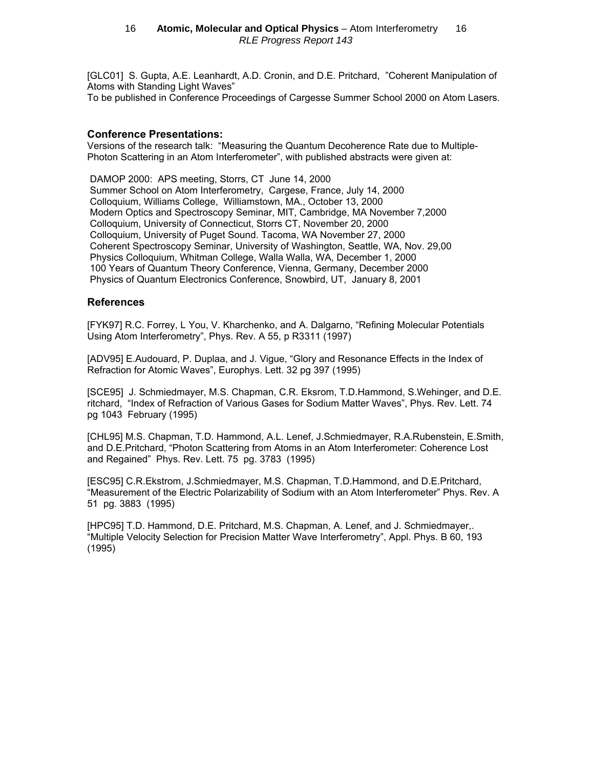[GLC01] S. Gupta, A.E. Leanhardt, A.D. Cronin, and D.E. Pritchard, "Coherent Manipulation of Atoms with Standing Light Waves"
To be published in Conference Proceedings of Cargesse Summer School 2000 on Atom Lasers.

### Conference Presentations:

Versions of the research talk: "Measuring the Quantum Decoherence Rate due to Multiple-Photon Scattering in an Atom Interferometer", with published abstracts were given at:

DAMOP 2000: APS meeting, Storrs, CT June 14, 2000
Summer School on Atom Interferometry, Cargese, France, July 14, 2000
Colloquium, Williams College, Williamstown, MA., October 13, 2000
Modern Optics and Spectroscopy Seminar, MIT, Cambridge, MA November 7,2000
Colloquium, University of Connecticut, Storrs CT, November 20, 2000
Colloquium, University of Puget Sound. Tacoma, WA November 27, 2000
Coherent Spectroscopy Seminar, University of Washington, Seattle, WA, Nov. 29,00
Physics Colloquium, Whitman College, Walla Walla, WA, December 1, 2000
100 Years of Quantum Theory Conference, Vienna, Germany, December 2000
Physics of Quantum Electronics Conference, Snowbird, UT, January 8, 2001

### References

[FYK97] R.C. Forrey, L You, V. Kharchenko, and A. Dalgarno, "Refining Molecular Potentials Using Atom Interferometry", Phys. Rev. A 55, p R3311 (1997)

[ADV95] E.Audouard, P. Duplaa, and J. Vigue, "Glory and Resonance Effects in the Index of Refraction for Atomic Waves", Europhys. Lett. 32 pg 397 (1995)

[SCE95] J. Schmiedmayer, M.S. Chapman, C.R. Eksrom, T.D.Hammond, S.Wehinger, and D.E. ritchard, "Index of Refraction of Various Gases for Sodium Matter Waves", Phys. Rev. Lett. 74 pg 1043 February (1995)

[CHL95] M.S. Chapman, T.D. Hammond, A.L. Lenef, J.Schmiedmayer, R.A.Rubenstein, E.Smith, and D.E.Pritchard, "Photon Scattering from Atoms in an Atom Interferometer: Coherence Lost and Regained" Phys. Rev. Lett. 75 pg. 3783 (1995)

[ESC95] C.R.Ekstrom, J.Schmiedmayer, M.S. Chapman, T.D.Hammond, and D.E.Pritchard, "Measurement of the Electric Polarizability of Sodium with an Atom Interferometer" Phys. Rev. A 51 pg. 3883 (1995)

[HPC95] T.D. Hammond, D.E. Pritchard, M.S. Chapman, A. Lenef, and J. Schmiedmayer,. "Multiple Velocity Selection for Precision Matter Wave Interferometry", Appl. Phys. B 60, 193 (1995)